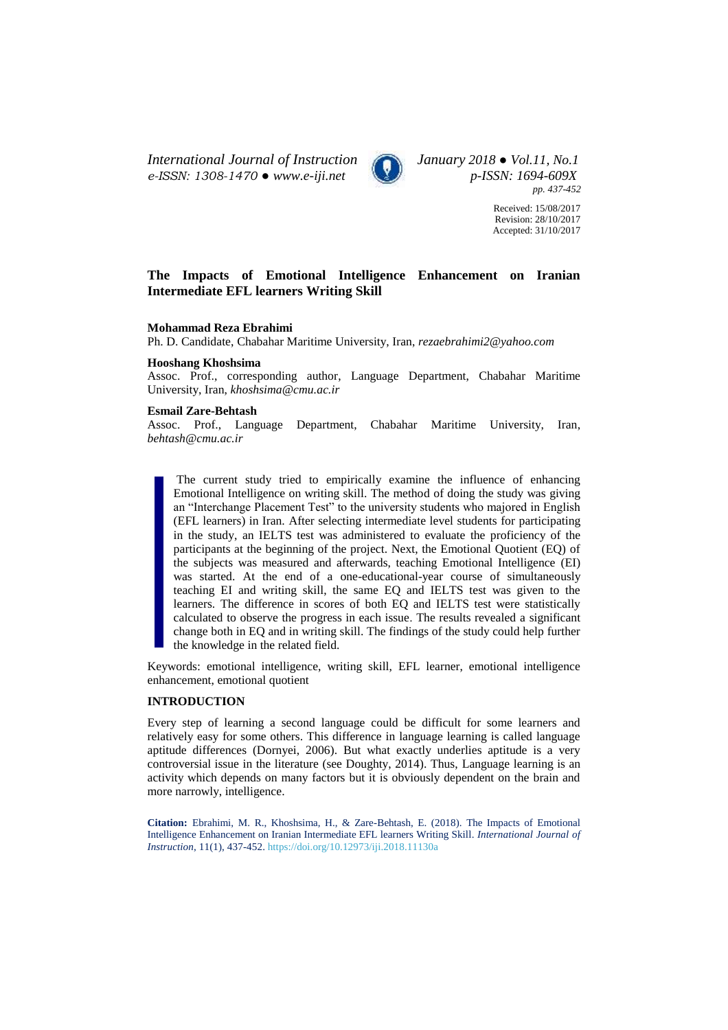# The Impacts of Emotional Intelligence Enhancement on Iranian Intermediate EFL learners Writing Skill

**Mohammad Reza Ebrahimi**
Ph. D. Candidate, Chabahar Maritime University, Iran, *rezaebrahimi2@yahoo.com*

**Hooshang Khoshsima**
Assoc. Prof., corresponding author, Language Department, Chabahar Maritime University, Iran, *khoshsima@cmu.ac.ir*

**Esmail Zare-Behtash**
Assoc. Prof., Language Department, Chabahar Maritime University, Iran, *behtash@cmu.ac.ir*

The current study tried to empirically examine the influence of enhancing Emotional Intelligence on writing skill. The method of doing the study was giving an "Interchange Placement Test" to the university students who majored in English (EFL learners) in Iran. After selecting intermediate level students for participating in the study, an IELTS test was administered to evaluate the proficiency of the participants at the beginning of the project. Next, the Emotional Quotient (EQ) of the subjects was measured and afterwards, teaching Emotional Intelligence (EI) was started. At the end of a one-educational-year course of simultaneously teaching EI and writing skill, the same EQ and IELTS test was given to the learners. The difference in scores of both EQ and IELTS test were statistically calculated to observe the progress in each issue. The results revealed a significant change both in EQ and in writing skill. The findings of the study could help further the knowledge in the related field.

Keywords: emotional intelligence, writing skill, EFL learner, emotional intelligence enhancement, emotional quotient

## INTRODUCTION

Every step of learning a second language could be difficult for some learners and relatively easy for some others. This difference in language learning is called language aptitude differences (Dornyei, 2006). But what exactly underlies aptitude is a very controversial issue in the literature (see Doughty, 2014). Thus, Language learning is an activity which depends on many factors but it is obviously dependent on the brain and more narrowly, intelligence.

**Citation:** Ebrahimi, M. R., Khoshsima, H., & Zare-Behtash, E. (2018). The Impacts of Emotional Intelligence Enhancement on Iranian Intermediate EFL learners Writing Skill. *International Journal of Instruction*, 11(1), 437-452. https://doi.org/10.12973/iji.2018.11130a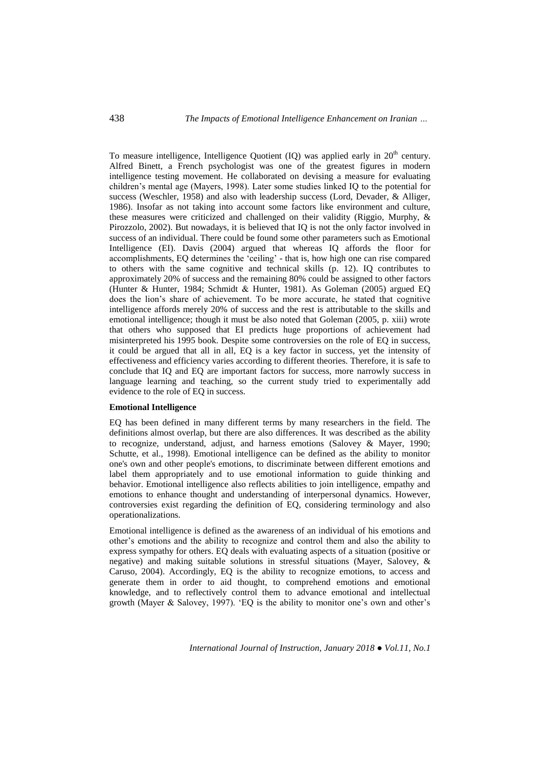To measure intelligence, Intelligence Quotient (IQ) was applied early in $20^{th}$ century. Alfred Binett, a French psychologist was one of the greatest figures in modern intelligence testing movement. He collaborated on devising a measure for evaluating children's mental age (Mayers, 1998). Later some studies linked IQ to the potential for success (Weschler, 1958) and also with leadership success (Lord, Devader, & Alliger, 1986). Insofar as not taking into account some factors like environment and culture, these measures were criticized and challenged on their validity (Riggio, Murphy, & Pirozzolo, 2002). But nowadays, it is believed that IQ is not the only factor involved in success of an individual. There could be found some other parameters such as Emotional Intelligence (EI). Davis (2004) argued that whereas IQ affords the floor for accomplishments, EQ determines the 'ceiling' - that is, how high one can rise compared to others with the same cognitive and technical skills (p. 12). IQ contributes to approximately 20% of success and the remaining 80% could be assigned to other factors (Hunter & Hunter, 1984; Schmidt & Hunter, 1981). As Goleman (2005) argued EQ does the lion's share of achievement. To be more accurate, he stated that cognitive intelligence affords merely 20% of success and the rest is attributable to the skills and emotional intelligence; though it must be also noted that Goleman (2005, p. xiii) wrote that others who supposed that EI predicts huge proportions of achievement had misinterpreted his 1995 book. Despite some controversies on the role of EQ in success, it could be argued that all in all, EQ is a key factor in success, yet the intensity of effectiveness and efficiency varies according to different theories. Therefore, it is safe to conclude that IQ and EQ are important factors for success, more narrowly success in language learning and teaching, so the current study tried to experimentally add evidence to the role of EQ in success.

**Emotional Intelligence**

EQ has been defined in many different terms by many researchers in the field. The definitions almost overlap, but there are also differences. It was described as the ability to recognize, understand, adjust, and harness emotions (Salovey & Mayer, 1990; Schutte, et al., 1998). Emotional intelligence can be defined as the ability to monitor one's own and other people's emotions, to discriminate between different emotions and label them appropriately and to use emotional information to guide thinking and behavior. Emotional intelligence also reflects abilities to join intelligence, empathy and emotions to enhance thought and understanding of interpersonal dynamics. However, controversies exist regarding the definition of EQ, considering terminology and also operationalizations.

Emotional intelligence is defined as the awareness of an individual of his emotions and other's emotions and the ability to recognize and control them and also the ability to express sympathy for others. EQ deals with evaluating aspects of a situation (positive or negative) and making suitable solutions in stressful situations (Mayer, Salovey, & Caruso, 2004). Accordingly, EQ is the ability to recognize emotions, to access and generate them in order to aid thought, to comprehend emotions and emotional knowledge, and to reflectively control them to advance emotional and intellectual growth (Mayer & Salovey, 1997). 'EQ is the ability to monitor one's own and other's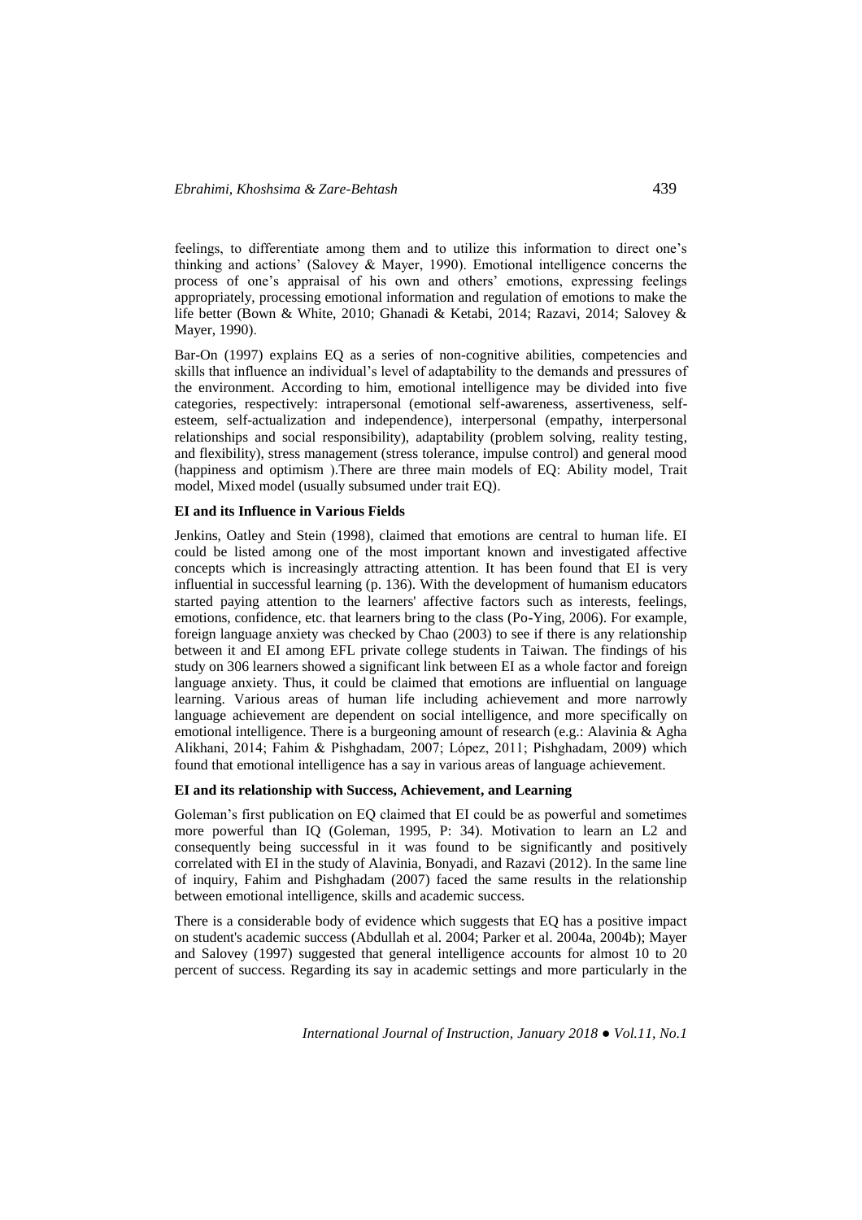feelings, to differentiate among them and to utilize this information to direct one's thinking and actions' (Salovey & Mayer, 1990). Emotional intelligence concerns the process of one's appraisal of his own and others' emotions, expressing feelings appropriately, processing emotional information and regulation of emotions to make the life better (Bown & White, 2010; Ghanadi & Ketabi, 2014; Razavi, 2014; Salovey & Mayer, 1990).

Bar-On (1997) explains EQ as a series of non-cognitive abilities, competencies and skills that influence an individual's level of adaptability to the demands and pressures of the environment. According to him, emotional intelligence may be divided into five categories, respectively: intrapersonal (emotional self-awareness, assertiveness, self-esteem, self-actualization and independence), interpersonal (empathy, interpersonal relationships and social responsibility), adaptability (problem solving, reality testing, and flexibility), stress management (stress tolerance, impulse control) and general mood (happiness and optimism ).There are three main models of EQ: Ability model, Trait model, Mixed model (usually subsumed under trait EQ).

**EI and its Influence in Various Fields**

Jenkins, Oatley and Stein (1998), claimed that emotions are central to human life. EI could be listed among one of the most important known and investigated affective concepts which is increasingly attracting attention. It has been found that EI is very influential in successful learning (p. 136). With the development of humanism educators started paying attention to the learners' affective factors such as interests, feelings, emotions, confidence, etc. that learners bring to the class (Po-Ying, 2006). For example, foreign language anxiety was checked by Chao (2003) to see if there is any relationship between it and EI among EFL private college students in Taiwan. The findings of his study on 306 learners showed a significant link between EI as a whole factor and foreign language anxiety. Thus, it could be claimed that emotions are influential on language learning. Various areas of human life including achievement and more narrowly language achievement are dependent on social intelligence, and more specifically on emotional intelligence. There is a burgeoning amount of research (e.g.: Alavinia & Agha Alikhani, 2014; Fahim & Pishghadam, 2007; López, 2011; Pishghadam, 2009) which found that emotional intelligence has a say in various areas of language achievement.

**EI and its relationship with Success, Achievement, and Learning**

Goleman's first publication on EQ claimed that EI could be as powerful and sometimes more powerful than IQ (Goleman, 1995, P: 34). Motivation to learn an L2 and consequently being successful in it was found to be significantly and positively correlated with EI in the study of Alavinia, Bonyadi, and Razavi (2012). In the same line of inquiry, Fahim and Pishghadam (2007) faced the same results in the relationship between emotional intelligence, skills and academic success.

There is a considerable body of evidence which suggests that EQ has a positive impact on student's academic success (Abdullah et al. 2004; Parker et al. 2004a, 2004b); Mayer and Salovey (1997) suggested that general intelligence accounts for almost 10 to 20 percent of success. Regarding its say in academic settings and more particularly in the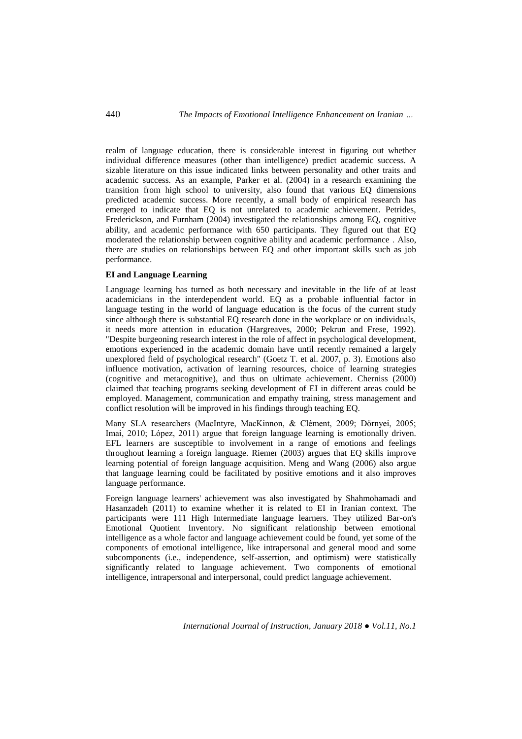realm of language education, there is considerable interest in figuring out whether individual difference measures (other than intelligence) predict academic success. A sizable literature on this issue indicated links between personality and other traits and academic success. As an example, Parker et al. (2004) in a research examining the transition from high school to university, also found that various EQ dimensions predicted academic success. More recently, a small body of empirical research has emerged to indicate that EQ is not unrelated to academic achievement. Petrides, Frederickson, and Furnham (2004) investigated the relationships among EQ, cognitive ability, and academic performance with 650 participants. They figured out that EQ moderated the relationship between cognitive ability and academic performance . Also, there are studies on relationships between EQ and other important skills such as job performance.

**EI and Language Learning**

Language learning has turned as both necessary and inevitable in the life of at least academicians in the interdependent world. EQ as a probable influential factor in language testing in the world of language education is the focus of the current study since although there is substantial EQ research done in the workplace or on individuals, it needs more attention in education (Hargreaves, 2000; Pekrun and Frese, 1992). "Despite burgeoning research interest in the role of affect in psychological development, emotions experienced in the academic domain have until recently remained a largely unexplored field of psychological research" (Goetz T. et al. 2007, p. 3). Emotions also influence motivation, activation of learning resources, choice of learning strategies (cognitive and metacognitive), and thus on ultimate achievement. Cherniss (2000) claimed that teaching programs seeking development of EI in different areas could be employed. Management, communication and empathy training, stress management and conflict resolution will be improved in his findings through teaching EQ.

Many SLA researchers (MacIntyre, MacKinnon, & Clément, 2009; Dörnyei, 2005; Imai, 2010; López, 2011) argue that foreign language learning is emotionally driven. EFL learners are susceptible to involvement in a range of emotions and feelings throughout learning a foreign language. Riemer (2003) argues that EQ skills improve learning potential of foreign language acquisition. Meng and Wang (2006) also argue that language learning could be facilitated by positive emotions and it also improves language performance.

Foreign language learners' achievement was also investigated by Shahmohamadi and Hasanzadeh (2011) to examine whether it is related to EI in Iranian context. The participants were 111 High Intermediate language learners. They utilized Bar-on's Emotional Quotient Inventory. No significant relationship between emotional intelligence as a whole factor and language achievement could be found, yet some of the components of emotional intelligence, like intrapersonal and general mood and some subcomponents (i.e., independence, self-assertion, and optimism) were statistically significantly related to language achievement. Two components of emotional intelligence, intrapersonal and interpersonal, could predict language achievement.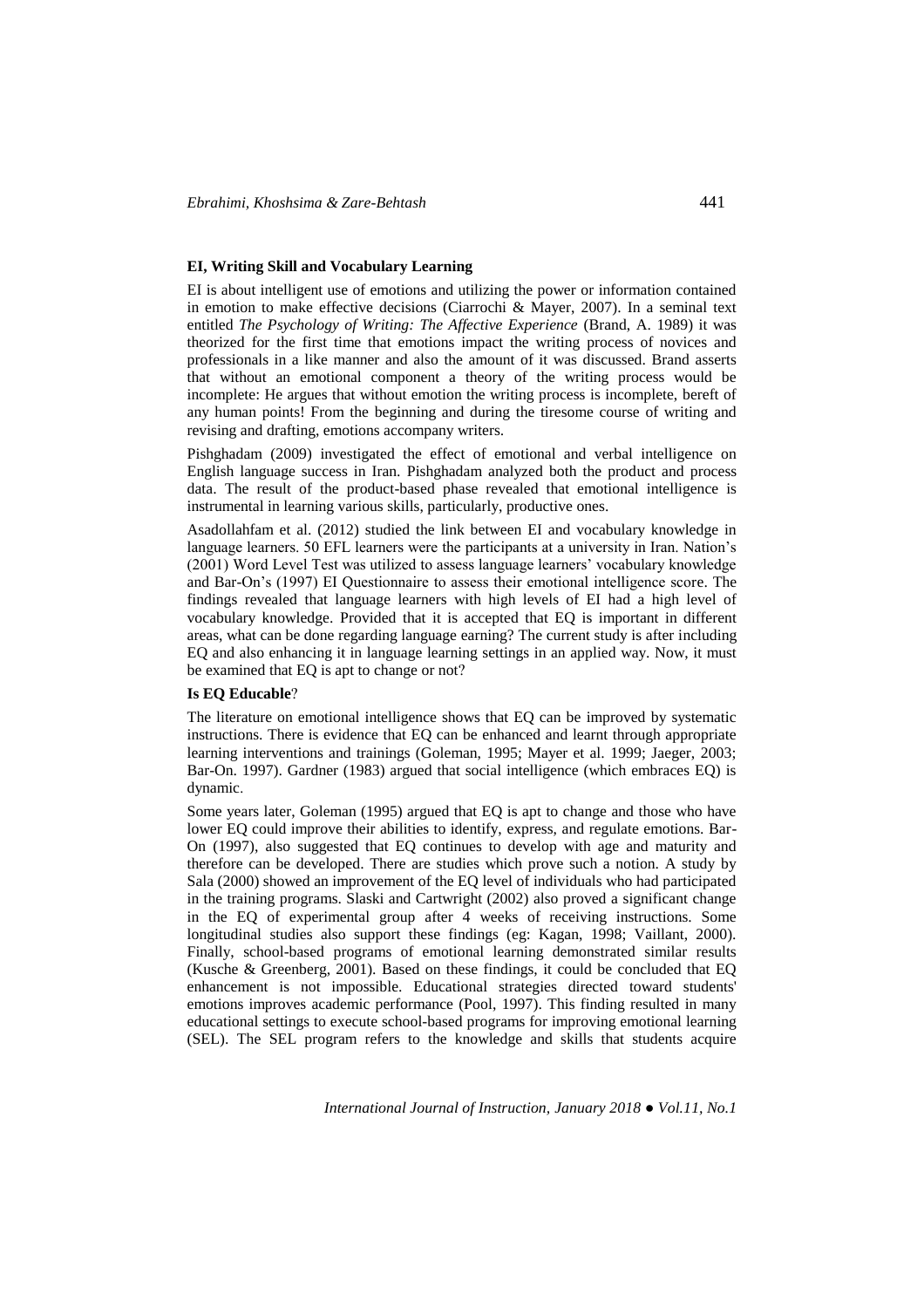**EI, Writing Skill and Vocabulary Learning**

EI is about intelligent use of emotions and utilizing the power or information contained in emotion to make effective decisions (Ciarrochi & Mayer, 2007). In a seminal text entitled *The Psychology of Writing: The Affective Experience* (Brand, A. 1989) it was theorized for the first time that emotions impact the writing process of novices and professionals in a like manner and also the amount of it was discussed. Brand asserts that without an emotional component a theory of the writing process would be incomplete: He argues that without emotion the writing process is incomplete, bereft of any human points! From the beginning and during the tiresome course of writing and revising and drafting, emotions accompany writers.

Pishghadam (2009) investigated the effect of emotional and verbal intelligence on English language success in Iran. Pishghadam analyzed both the product and process data. The result of the product-based phase revealed that emotional intelligence is instrumental in learning various skills, particularly, productive ones.

Asadollahfam et al. (2012) studied the link between EI and vocabulary knowledge in language learners. 50 EFL learners were the participants at a university in Iran. Nation's (2001) Word Level Test was utilized to assess language learners' vocabulary knowledge and Bar-On's (1997) EI Questionnaire to assess their emotional intelligence score. The findings revealed that language learners with high levels of EI had a high level of vocabulary knowledge. Provided that it is accepted that EQ is important in different areas, what can be done regarding language earning? The current study is after including EQ and also enhancing it in language learning settings in an applied way. Now, it must be examined that EQ is apt to change or not?

**Is EQ Educable**?

The literature on emotional intelligence shows that EQ can be improved by systematic instructions. There is evidence that EQ can be enhanced and learnt through appropriate learning interventions and trainings (Goleman, 1995; Mayer et al. 1999; Jaeger, 2003; Bar-On. 1997). Gardner (1983) argued that social intelligence (which embraces EQ) is dynamic.

Some years later, Goleman (1995) argued that EQ is apt to change and those who have lower EQ could improve their abilities to identify, express, and regulate emotions. Bar-On (1997), also suggested that EQ continues to develop with age and maturity and therefore can be developed. There are studies which prove such a notion. A study by Sala (2000) showed an improvement of the EQ level of individuals who had participated in the training programs. Slaski and Cartwright (2002) also proved a significant change in the EQ of experimental group after 4 weeks of receiving instructions. Some longitudinal studies also support these findings (eg: Kagan, 1998; Vaillant, 2000). Finally, school-based programs of emotional learning demonstrated similar results (Kusche & Greenberg, 2001). Based on these findings, it could be concluded that EQ enhancement is not impossible. Educational strategies directed toward students' emotions improves academic performance (Pool, 1997). This finding resulted in many educational settings to execute school-based programs for improving emotional learning (SEL). The SEL program refers to the knowledge and skills that students acquire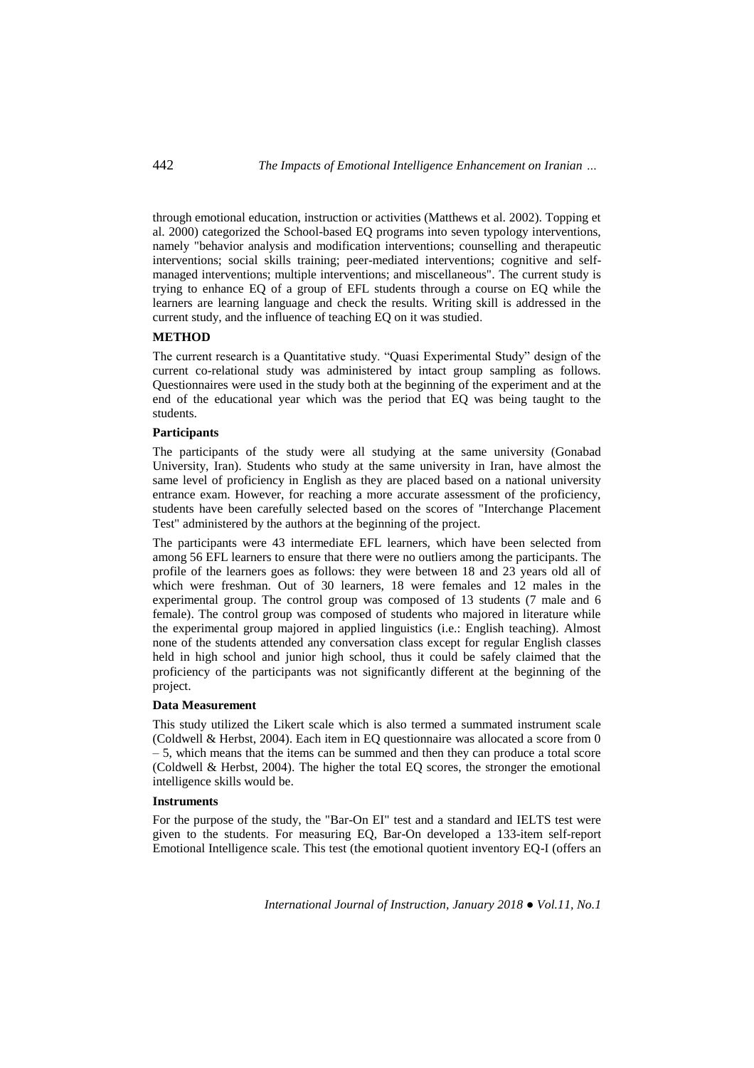through emotional education, instruction or activities (Matthews et al. 2002). Topping et al. 2000) categorized the School-based EQ programs into seven typology interventions, namely "behavior analysis and modification interventions; counselling and therapeutic interventions; social skills training; peer-mediated interventions; cognitive and self-managed interventions; multiple interventions; and miscellaneous". The current study is trying to enhance EQ of a group of EFL students through a course on EQ while the learners are learning language and check the results. Writing skill is addressed in the current study, and the influence of teaching EQ on it was studied.

## METHOD

The current research is a Quantitative study. "Quasi Experimental Study" design of the current co-relational study was administered by intact group sampling as follows. Questionnaires were used in the study both at the beginning of the experiment and at the end of the educational year which was the period that EQ was being taught to the students.

### Participants

The participants of the study were all studying at the same university (Gonabad University, Iran). Students who study at the same university in Iran, have almost the same level of proficiency in English as they are placed based on a national university entrance exam. However, for reaching a more accurate assessment of the proficiency, students have been carefully selected based on the scores of "Interchange Placement Test" administered by the authors at the beginning of the project.

The participants were 43 intermediate EFL learners, which have been selected from among 56 EFL learners to ensure that there were no outliers among the participants. The profile of the learners goes as follows: they were between 18 and 23 years old all of which were freshman. Out of 30 learners, 18 were females and 12 males in the experimental group. The control group was composed of 13 students (7 male and 6 female). The control group was composed of students who majored in literature while the experimental group majored in applied linguistics (i.e.: English teaching). Almost none of the students attended any conversation class except for regular English classes held in high school and junior high school, thus it could be safely claimed that the proficiency of the participants was not significantly different at the beginning of the project.

### Data Measurement

This study utilized the Likert scale which is also termed a summated instrument scale (Coldwell & Herbst, 2004). Each item in EQ questionnaire was allocated a score from 0 – 5, which means that the items can be summed and then they can produce a total score (Coldwell & Herbst, 2004). The higher the total EQ scores, the stronger the emotional intelligence skills would be.

### Instruments

For the purpose of the study, the "Bar-On EI" test and a standard and IELTS test were given to the students. For measuring EQ, Bar-On developed a 133-item self-report Emotional Intelligence scale. This test (the emotional quotient inventory EQ-I (offers an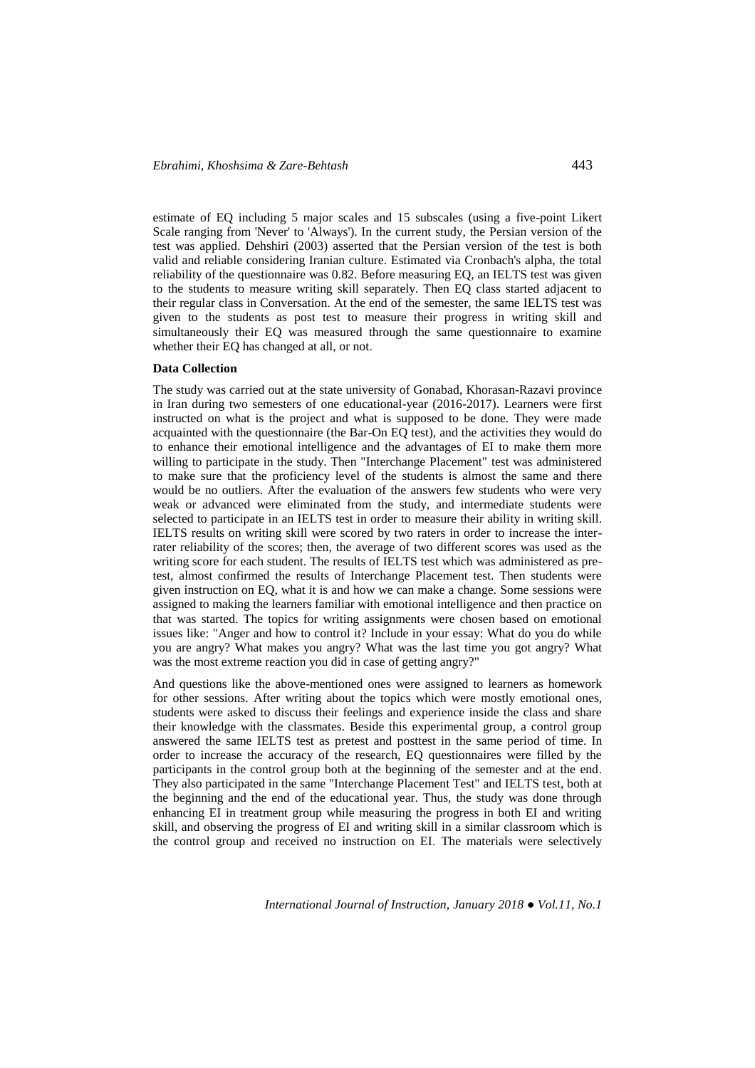estimate of EQ including 5 major scales and 15 subscales (using a five-point Likert Scale ranging from 'Never' to 'Always'). In the current study, the Persian version of the test was applied. Dehshiri (2003) asserted that the Persian version of the test is both valid and reliable considering Iranian culture. Estimated via Cronbach's alpha, the total reliability of the questionnaire was 0.82. Before measuring EQ, an IELTS test was given to the students to measure writing skill separately. Then EQ class started adjacent to their regular class in Conversation. At the end of the semester, the same IELTS test was given to the students as post test to measure their progress in writing skill and simultaneously their EQ was measured through the same questionnaire to examine whether their EQ has changed at all, or not.

**Data Collection**

The study was carried out at the state university of Gonabad, Khorasan-Razavi province in Iran during two semesters of one educational-year (2016-2017). Learners were first instructed on what is the project and what is supposed to be done. They were made acquainted with the questionnaire (the Bar-On EQ test), and the activities they would do to enhance their emotional intelligence and the advantages of EI to make them more willing to participate in the study. Then "Interchange Placement" test was administered to make sure that the proficiency level of the students is almost the same and there would be no outliers. After the evaluation of the answers few students who were very weak or advanced were eliminated from the study, and intermediate students were selected to participate in an IELTS test in order to measure their ability in writing skill. IELTS results on writing skill were scored by two raters in order to increase the inter-rater reliability of the scores; then, the average of two different scores was used as the writing score for each student. The results of IELTS test which was administered as pre-test, almost confirmed the results of Interchange Placement test. Then students were given instruction on EQ, what it is and how we can make a change. Some sessions were assigned to making the learners familiar with emotional intelligence and then practice on that was started. The topics for writing assignments were chosen based on emotional issues like: "Anger and how to control it? Include in your essay: What do you do while you are angry? What makes you angry? What was the last time you got angry? What was the most extreme reaction you did in case of getting angry?"

And questions like the above-mentioned ones were assigned to learners as homework for other sessions. After writing about the topics which were mostly emotional ones, students were asked to discuss their feelings and experience inside the class and share their knowledge with the classmates. Beside this experimental group, a control group answered the same IELTS test as pretest and posttest in the same period of time. In order to increase the accuracy of the research, EQ questionnaires were filled by the participants in the control group both at the beginning of the semester and at the end. They also participated in the same "Interchange Placement Test" and IELTS test, both at the beginning and the end of the educational year. Thus, the study was done through enhancing EI in treatment group while measuring the progress in both EI and writing skill, and observing the progress of EI and writing skill in a similar classroom which is the control group and received no instruction on EI. The materials were selectively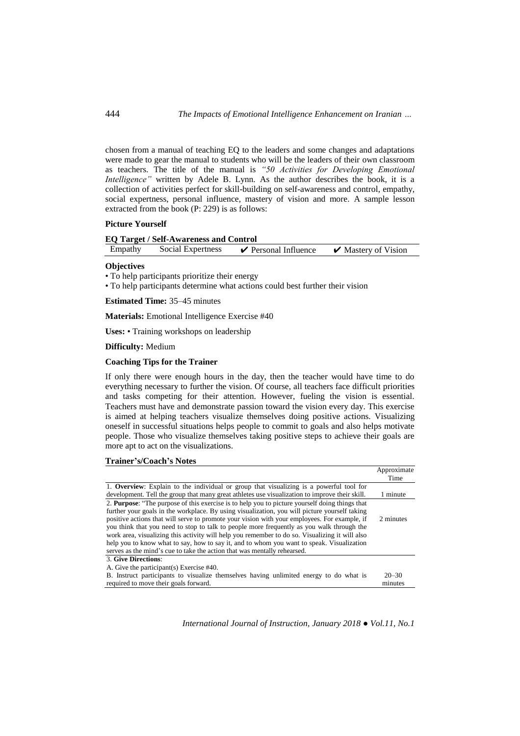chosen from a manual of teaching EQ to the leaders and some changes and adaptations were made to gear the manual to students who will be the leaders of their own classroom as teachers. The title of the manual is *"50 Activities for Developing Emotional Intelligence"* written by Adele B. Lynn. As the author describes the book, it is a collection of activities perfect for skill-building on self-awareness and control, empathy, social expertness, personal influence, mastery of vision and more. A sample lesson extracted from the book (P: 229) is as follows:

**Picture Yourself**

**EQ Target / Self-Awareness and Control**

| Empathy | Social Expertness | ✔ Personal Influence | ✔ Mastery of Vision |
|---|---|---|---|

**Objectives**

- To help participants prioritize their energy
- To help participants determine what actions could best further their vision

**Estimated Time:** 35–45 minutes

**Materials:** Emotional Intelligence Exercise #40

**Uses:** • Training workshops on leadership

**Difficulty:** Medium

**Coaching Tips for the Trainer**

If only there were enough hours in the day, then the teacher would have time to do everything necessary to further the vision. Of course, all teachers face difficult priorities and tasks competing for their attention. However, fueling the vision is essential. Teachers must have and demonstrate passion toward the vision every day. This exercise is aimed at helping teachers visualize themselves doing positive actions. Visualizing oneself in successful situations helps people to commit to goals and also helps motivate people. Those who visualize themselves taking positive steps to achieve their goals are more apt to act on the visualizations.

**Trainer's/Coach's Notes**

| | Approximate Time |
|---|---|
| 1. **Overview**: Explain to the individual or group that visualizing is a powerful tool for development. Tell the group that many great athletes use visualization to improve their skill. | 1 minute |
| 2. **Purpose**: "The purpose of this exercise is to help you to picture yourself doing things that further your goals in the workplace. By using visualization, you will picture yourself taking positive actions that will serve to promote your vision with your employees. For example, if you think that you need to stop to talk to people more frequently as you walk through the work area, visualizing this activity will help you remember to do so. Visualizing it will also help you to know what to say, how to say it, and to whom you want to speak. Visualization serves as the mind's cue to take the action that was mentally rehearsed. | 2 minutes |
| 3. **Give Directions**: A. Give the participant(s) Exercise #40. B. Instruct participants to visualize themselves having unlimited energy to do what is required to move their goals forward. | 20–30 minutes |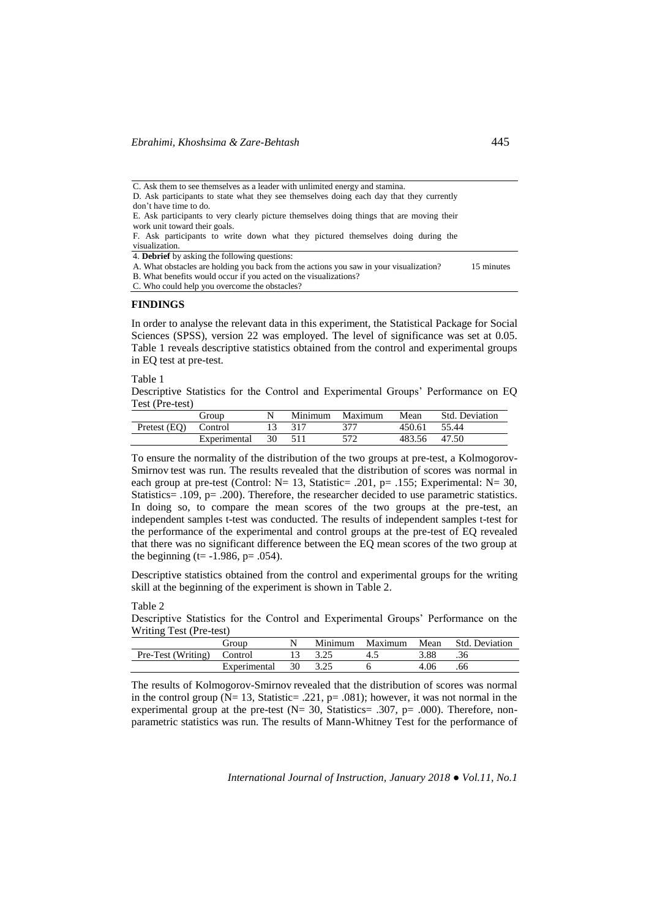| | |
|---|---|
| C. Ask them to see themselves as a leader with unlimited energy and stamina. | |
| D. Ask participants to state what they see themselves doing each day that they currently don't have time to do. | |
| E. Ask participants to very clearly picture themselves doing things that are moving their work unit toward their goals. | |
| F. Ask participants to write down what they pictured themselves doing during the visualization. | |
| 4. **Debrief** by asking the following questions: | 15 minutes |
| A. What obstacles are holding you back from the actions you saw in your visualization? | |
| B. What benefits would occur if you acted on the visualizations? | |
| C. Who could help you overcome the obstacles? | |

## FINDINGS

In order to analyse the relevant data in this experiment, the Statistical Package for Social Sciences (SPSS), version 22 was employed. The level of significance was set at 0.05. Table 1 reveals descriptive statistics obtained from the control and experimental groups in EQ test at pre-test.

Table 1
Descriptive Statistics for the Control and Experimental Groups' Performance on EQ Test (Pre-test)

| | Group | N | Minimum | Maximum | Mean | Std. Deviation |
|---|---|---|---|---|---|---|
| Pretest (EQ) | Control | 13 | 317 | 377 | 450.61 | 55.44 |
| | Experimental | 30 | 511 | 572 | 483.56 | 47.50 |

To ensure the normality of the distribution of the two groups at pre-test, a Kolmogorov-Smirnov test was run. The results revealed that the distribution of scores was normal in each group at pre-test (Control: N= 13, Statistic= .201, p= .155; Experimental: N= 30, Statistics= .109, p= .200). Therefore, the researcher decided to use parametric statistics. In doing so, to compare the mean scores of the two groups at the pre-test, an independent samples t-test was conducted. The results of independent samples t-test for the performance of the experimental and control groups at the pre-test of EQ revealed that there was no significant difference between the EQ mean scores of the two group at the beginning (t= -1.986, p= .054).

Descriptive statistics obtained from the control and experimental groups for the writing skill at the beginning of the experiment is shown in Table 2.

Table 2
Descriptive Statistics for the Control and Experimental Groups' Performance on the Writing Test (Pre-test)

| | Group | N | Minimum | Maximum | Mean | Std. Deviation |
|---|---|---|---|---|---|---|
| Pre-Test (Writing) | Control | 13 | 3.25 | 4.5 | 3.88 | .36 |
| | Experimental | 30 | 3.25 | 6 | 4.06 | .66 |

The results of Kolmogorov-Smirnov revealed that the distribution of scores was normal in the control group (N= 13, Statistic= .221, p= .081); however, it was not normal in the experimental group at the pre-test (N= 30, Statistics= .307, p= .000). Therefore, non-parametric statistics was run. The results of Mann-Whitney Test for the performance of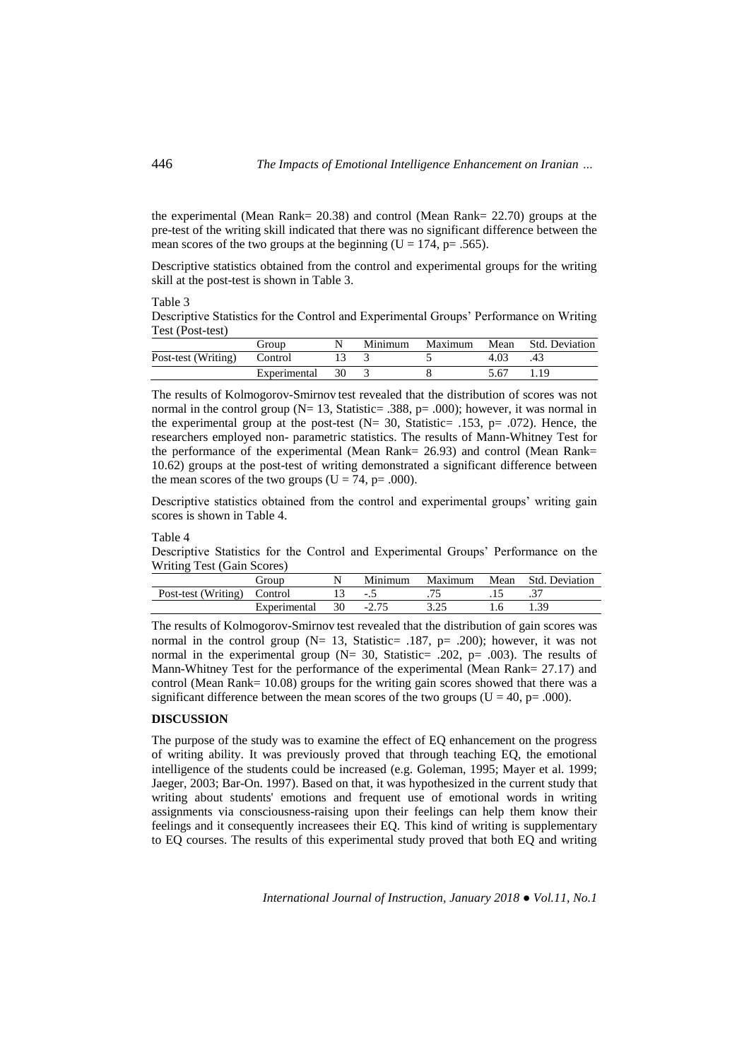the experimental (Mean Rank= 20.38) and control (Mean Rank= 22.70) groups at the pre-test of the writing skill indicated that there was no significant difference between the mean scores of the two groups at the beginning ($U = 174$, $p = .565$).

Descriptive statistics obtained from the control and experimental groups for the writing skill at the post-test is shown in Table 3.

Table 3
Descriptive Statistics for the Control and Experimental Groups' Performance on Writing Test (Post-test)

| | Group | N | Minimum | Maximum | Mean | Std. Deviation |
|---|---|---|---|---|---|---|
| Post-test (Writing) | Control | 13 | 3 | 5 | 4.03 | .43 |
| | Experimental | 30 | 3 | 8 | 5.67 | 1.19 |

The results of Kolmogorov-Smirnov test revealed that the distribution of scores was not normal in the control group (N= 13, Statistic= .388, $p = .000$); however, it was normal in the experimental group at the post-test (N= 30, Statistic= .153, $p = .072$). Hence, the researchers employed non- parametric statistics. The results of Mann-Whitney Test for the performance of the experimental (Mean Rank= 26.93) and control (Mean Rank= 10.62) groups at the post-test of writing demonstrated a significant difference between the mean scores of the two groups ($U = 74$, $p = .000$).

Descriptive statistics obtained from the control and experimental groups' writing gain scores is shown in Table 4.

Table 4
Descriptive Statistics for the Control and Experimental Groups' Performance on the Writing Test (Gain Scores)

| | Group | N | Minimum | Maximum | Mean | Std. Deviation |
|---|---|---|---|---|---|---|
| Post-test (Writing) | Control | 13 | -.5 | .75 | .15 | .37 |
| | Experimental | 30 | -2.75 | 3.25 | 1.6 | 1.39 |

The results of Kolmogorov-Smirnov test revealed that the distribution of gain scores was normal in the control group (N= 13, Statistic= .187, $p = .200$); however, it was not normal in the experimental group (N= 30, Statistic= .202, $p = .003$). The results of Mann-Whitney Test for the performance of the experimental (Mean Rank= 27.17) and control (Mean Rank= 10.08) groups for the writing gain scores showed that there was a significant difference between the mean scores of the two groups ($U = 40$, $p = .000$).

## DISCUSSION

The purpose of the study was to examine the effect of EQ enhancement on the progress of writing ability. It was previously proved that through teaching EQ, the emotional intelligence of the students could be increased (e.g. Goleman, 1995; Mayer et al. 1999; Jaeger, 2003; Bar-On. 1997). Based on that, it was hypothesized in the current study that writing about students' emotions and frequent use of emotional words in writing assignments via consciousness-raising upon their feelings can help them know their feelings and it consequently increasees their EQ. This kind of writing is supplementary to EQ courses. The results of this experimental study proved that both EQ and writing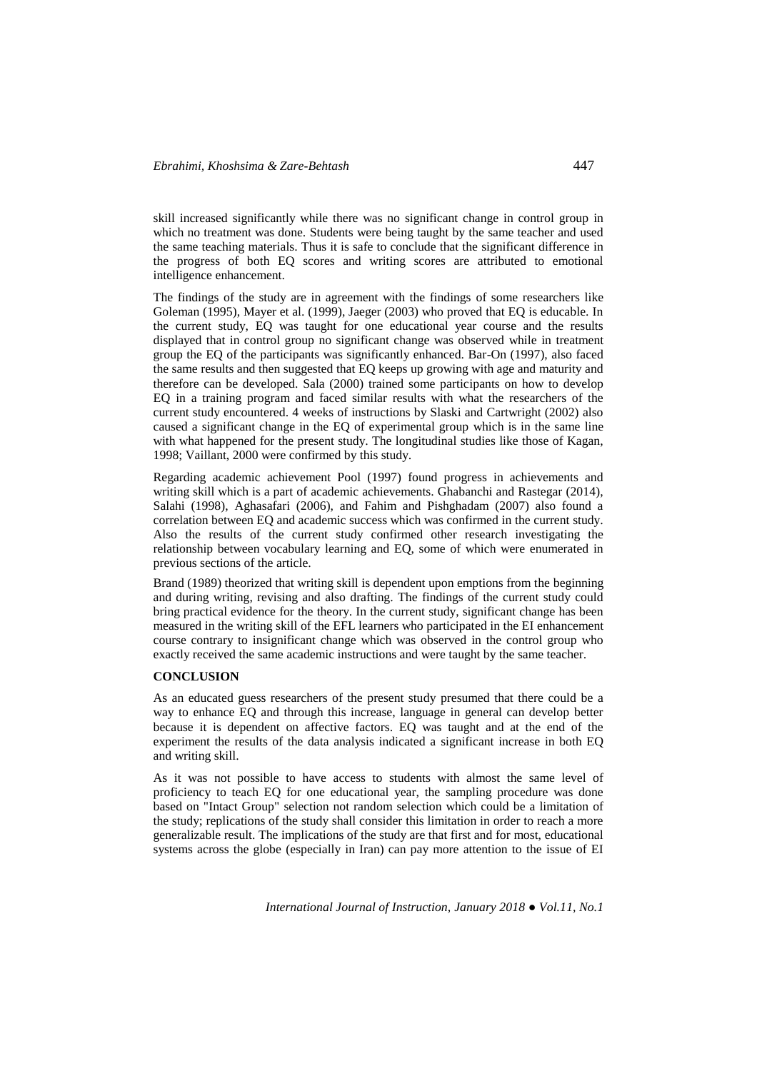skill increased significantly while there was no significant change in control group in which no treatment was done. Students were being taught by the same teacher and used the same teaching materials. Thus it is safe to conclude that the significant difference in the progress of both EQ scores and writing scores are attributed to emotional intelligence enhancement.

The findings of the study are in agreement with the findings of some researchers like Goleman (1995), Mayer et al. (1999), Jaeger (2003) who proved that EQ is educable. In the current study, EQ was taught for one educational year course and the results displayed that in control group no significant change was observed while in treatment group the EQ of the participants was significantly enhanced. Bar-On (1997), also faced the same results and then suggested that EQ keeps up growing with age and maturity and therefore can be developed. Sala (2000) trained some participants on how to develop EQ in a training program and faced similar results with what the researchers of the current study encountered. 4 weeks of instructions by Slaski and Cartwright (2002) also caused a significant change in the EQ of experimental group which is in the same line with what happened for the present study. The longitudinal studies like those of Kagan, 1998; Vaillant, 2000 were confirmed by this study.

Regarding academic achievement Pool (1997) found progress in achievements and writing skill which is a part of academic achievements. Ghabanchi and Rastegar (2014), Salahi (1998), Aghasafari (2006), and Fahim and Pishghadam (2007) also found a correlation between EQ and academic success which was confirmed in the current study. Also the results of the current study confirmed other research investigating the relationship between vocabulary learning and EQ, some of which were enumerated in previous sections of the article.

Brand (1989) theorized that writing skill is dependent upon emptions from the beginning and during writing, revising and also drafting. The findings of the current study could bring practical evidence for the theory. In the current study, significant change has been measured in the writing skill of the EFL learners who participated in the EI enhancement course contrary to insignificant change which was observed in the control group who exactly received the same academic instructions and were taught by the same teacher.

## CONCLUSION

As an educated guess researchers of the present study presumed that there could be a way to enhance EQ and through this increase, language in general can develop better because it is dependent on affective factors. EQ was taught and at the end of the experiment the results of the data analysis indicated a significant increase in both EQ and writing skill.

As it was not possible to have access to students with almost the same level of proficiency to teach EQ for one educational year, the sampling procedure was done based on "Intact Group" selection not random selection which could be a limitation of the study; replications of the study shall consider this limitation in order to reach a more generalizable result. The implications of the study are that first and for most, educational systems across the globe (especially in Iran) can pay more attention to the issue of EI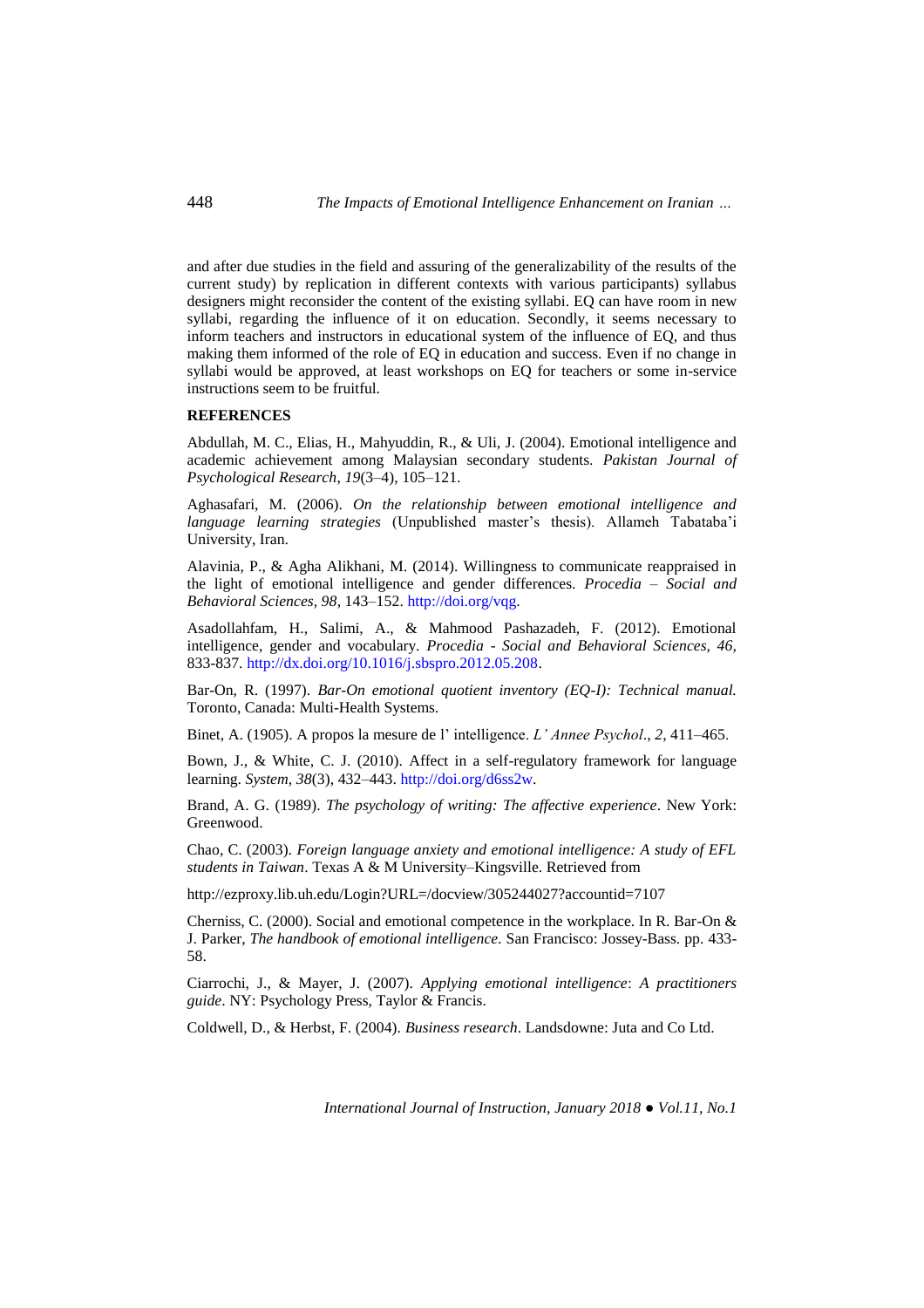and after due studies in the field and assuring of the generalizability of the results of the current study) by replication in different contexts with various participants) syllabus designers might reconsider the content of the existing syllabi. EQ can have room in new syllabi, regarding the influence of it on education. Secondly, it seems necessary to inform teachers and instructors in educational system of the influence of EQ, and thus making them informed of the role of EQ in education and success. Even if no change in syllabi would be approved, at least workshops on EQ for teachers or some in-service instructions seem to be fruitful.

**REFERENCES**

Abdullah, M. C., Elias, H., Mahyuddin, R., & Uli, J. (2004). Emotional intelligence and academic achievement among Malaysian secondary students. *Pakistan Journal of Psychological Research*, *19*(3–4), 105–121.

Aghasafari, M. (2006). *On the relationship between emotional intelligence and language learning strategies* (Unpublished master's thesis). Allameh Tabataba'i University, Iran.

Alavinia, P., & Agha Alikhani, M. (2014). Willingness to communicate reappraised in the light of emotional intelligence and gender differences. *Procedia – Social and Behavioral Sciences*, *98*, 143–152. http://doi.org/vqg.

Asadollahfam, H., Salimi, A., & Mahmood Pashazadeh, F. (2012). Emotional intelligence, gender and vocabulary. *Procedia - Social and Behavioral Sciences, 46,* 833-837. http://dx.doi.org/10.1016/j.sbspro.2012.05.208.

Bar-On, R. (1997). *Bar-On emotional quotient inventory (EQ-I): Technical manual.* Toronto, Canada: Multi-Health Systems.

Binet, A. (1905). A propos la mesure de l' intelligence. *L' Annee Psychol*., *2*, 411–465.

Bown, J., & White, C. J. (2010). Affect in a self-regulatory framework for language learning. *System, 38*(3), 432–443. http://doi.org/d6ss2w.

Brand, A. G. (1989). *The psychology of writing: The affective experience*. New York: Greenwood.

Chao, C. (2003). *Foreign language anxiety and emotional intelligence: A study of EFL students in Taiwan*. Texas A & M University–Kingsville. Retrieved from

http://ezproxy.lib.uh.edu/Login?URL=/docview/305244027?accountid=7107

Cherniss, C. (2000). Social and emotional competence in the workplace. In R. Bar-On & J. Parker, *The handbook of emotional intelligence*. San Francisco: Jossey-Bass. pp. 433-58.

Ciarrochi, J., & Mayer, J. (2007). *Applying emotional intelligence*: *A practitioners guide*. NY: Psychology Press, Taylor & Francis.

Coldwell, D., & Herbst, F. (2004). *Business research*. Landsdowne: Juta and Co Ltd.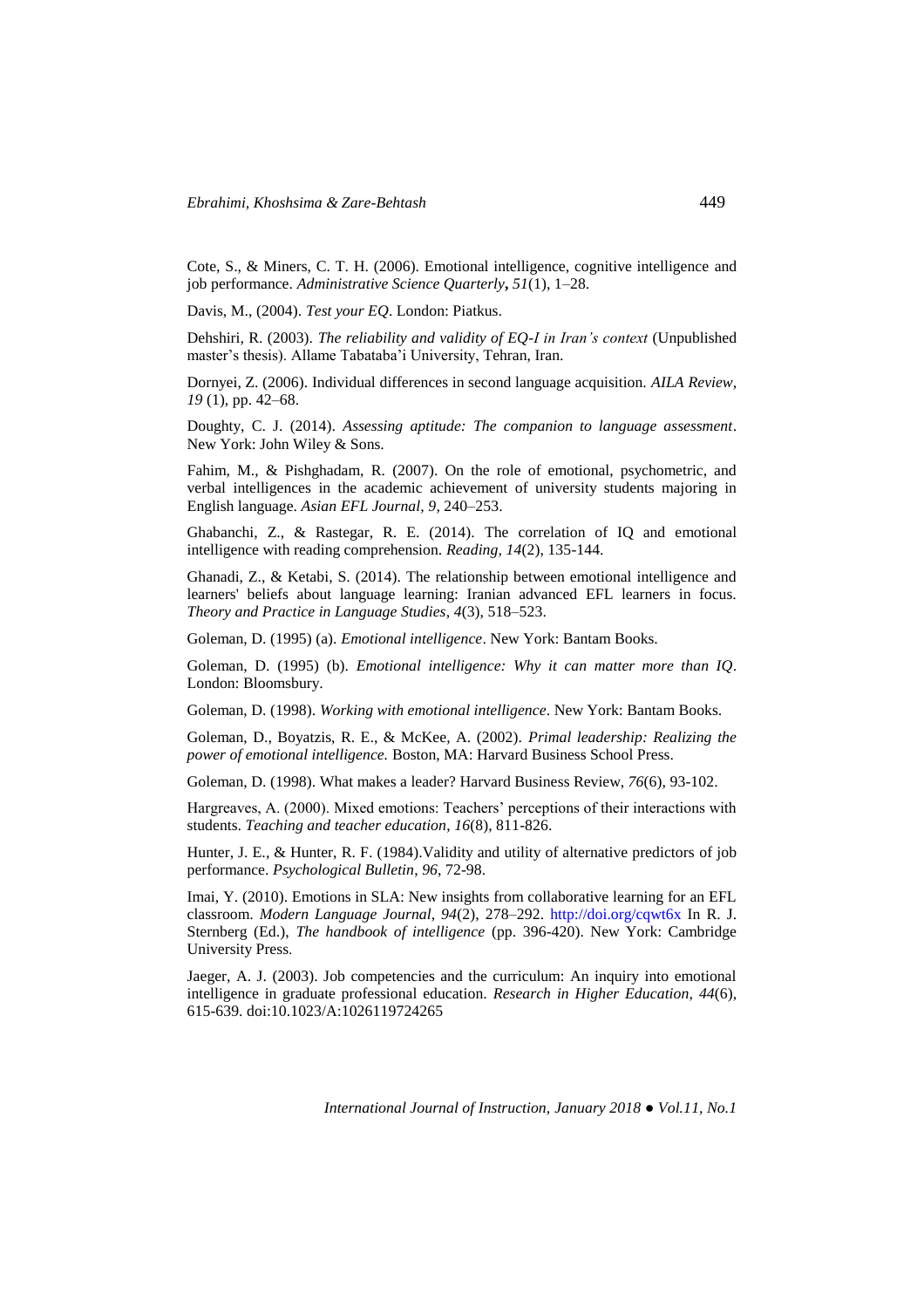Cote, S., & Miners, C. T. H. (2006). Emotional intelligence, cognitive intelligence and job performance. *Administrative Science Quarterly***,** *51*(1), 1–28.

Davis, M., (2004). *Test your EQ*. London: Piatkus.

Dehshiri, R. (2003). *The reliability and validity of EQ-I in Iran's context* (Unpublished master's thesis). Allame Tabataba'i University, Tehran, Iran.

Dornyei, Z. (2006). Individual differences in second language acquisition. *AILA Review*, *19* (1), pp. 42–68.

Doughty, C. J. (2014). *Assessing aptitude: The companion to language assessment*. New York: John Wiley & Sons.

Fahim, M., & Pishghadam, R. (2007). On the role of emotional, psychometric, and verbal intelligences in the academic achievement of university students majoring in English language. *Asian EFL Journal, 9*, 240–253.

Ghabanchi, Z., & Rastegar, R. E. (2014). The correlation of IQ and emotional intelligence with reading comprehension. *Reading, 14*(2), 135-144.

Ghanadi, Z., & Ketabi, S. (2014). The relationship between emotional intelligence and learners' beliefs about language learning: Iranian advanced EFL learners in focus. *Theory and Practice in Language Studies*, *4*(3), 518–523.

Goleman, D. (1995) (a). *Emotional intelligence*. New York: Bantam Books.

Goleman, D. (1995) (b). *Emotional intelligence: Why it can matter more than IQ*. London: Bloomsbury.

Goleman, D. (1998). *Working with emotional intelligence*. New York: Bantam Books.

Goleman, D., Boyatzis, R. E., & McKee, A. (2002). *Primal leadership: Realizing the power of emotional intelligence.* Boston, MA: Harvard Business School Press.

Goleman, D. (1998). What makes a leader? Harvard Business Review, *76*(6), 93-102.

Hargreaves, A. (2000). Mixed emotions: Teachers' perceptions of their interactions with students. *Teaching and teacher education*, *16*(8), 811-826.

Hunter, J. E., & Hunter, R. F. (1984).Validity and utility of alternative predictors of job performance. *Psychological Bulletin*, *96*, 72-98.

Imai, Y. (2010). Emotions in SLA: New insights from collaborative learning for an EFL classroom. *Modern Language Journal, 94*(2), 278–292. http://doi.org/cqwt6x In R. J. Sternberg (Ed.), *The handbook of intelligence* (pp. 396-420). New York: Cambridge University Press.

Jaeger, A. J. (2003). Job competencies and the curriculum: An inquiry into emotional intelligence in graduate professional education. *Research in Higher Education*, *44*(6), 615-639. doi:10.1023/A:1026119724265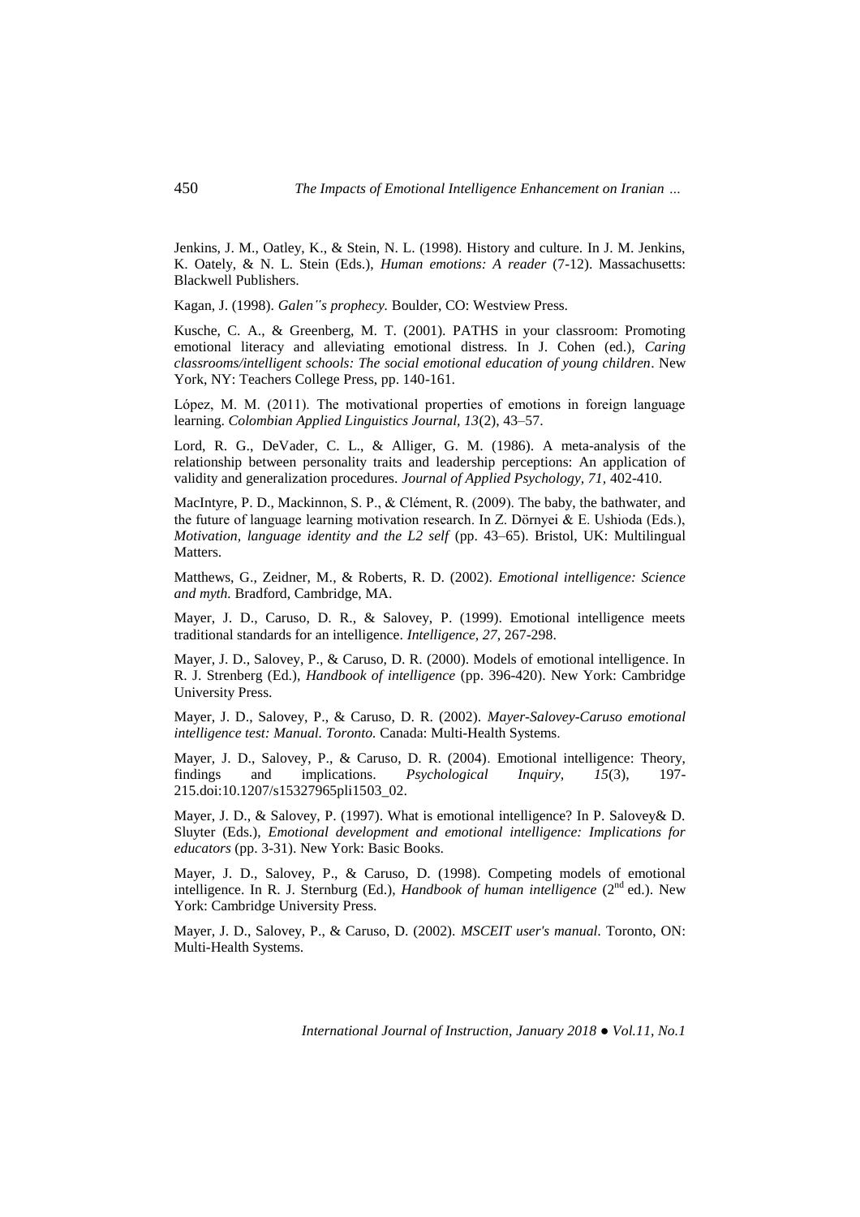Jenkins, J. M., Oatley, K., & Stein, N. L. (1998). History and culture. In J. M. Jenkins, K. Oately, & N. L. Stein (Eds.), *Human emotions: A reader* (7-12). Massachusetts: Blackwell Publishers.

Kagan, J. (1998). *Galen"s prophecy.* Boulder, CO: Westview Press.

Kusche, C. A., & Greenberg, M. T. (2001). PATHS in your classroom: Promoting emotional literacy and alleviating emotional distress. In J. Cohen (ed.), *Caring classrooms/intelligent schools: The social emotional education of young children*. New York, NY: Teachers College Press, pp. 140-161.

López, M. M. (2011). The motivational properties of emotions in foreign language learning. *Colombian Applied Linguistics Journal, 13*(2), 43–57.

Lord, R. G., DeVader, C. L., & Alliger, G. M. (1986). A meta-analysis of the relationship between personality traits and leadership perceptions: An application of validity and generalization procedures. *Journal of Applied Psychology, 71,* 402-410.

MacIntyre, P. D., Mackinnon, S. P., & Clément, R. (2009). The baby, the bathwater, and the future of language learning motivation research. In Z. Dörnyei & E. Ushioda (Eds.), *Motivation, language identity and the L2 self* (pp. 43–65). Bristol, UK: Multilingual Matters.

Matthews, G., Zeidner, M., & Roberts, R. D. (2002). *Emotional intelligence: Science and myth.* Bradford, Cambridge, MA.

Mayer, J. D., Caruso, D. R., & Salovey, P. (1999). Emotional intelligence meets traditional standards for an intelligence. *Intelligence, 27,* 267-298.

Mayer, J. D., Salovey, P., & Caruso, D. R. (2000). Models of emotional intelligence. In R. J. Strenberg (Ed.), *Handbook of intelligence* (pp. 396-420). New York: Cambridge University Press.

Mayer, J. D., Salovey, P., & Caruso, D. R. (2002). *Mayer-Salovey-Caruso emotional intelligence test: Manual. Toronto.* Canada: Multi-Health Systems.

Mayer, J. D., Salovey, P., & Caruso, D. R. (2004). Emotional intelligence: Theory, findings and implications. *Psychological Inquiry, 15*(3), 197-215.doi:10.1207/s15327965pli1503_02.

Mayer, J. D., & Salovey, P. (1997). What is emotional intelligence? In P. Salovey& D. Sluyter (Eds.), *Emotional development and emotional intelligence: Implications for educators* (pp. 3-31). New York: Basic Books.

Mayer, J. D., Salovey, P., & Caruso, D. (1998). Competing models of emotional intelligence. In R. J. Sternburg (Ed.), *Handbook of human intelligence* (2nd ed.). New York: Cambridge University Press.

Mayer, J. D., Salovey, P., & Caruso, D. (2002). *MSCEIT user's manual.* Toronto, ON: Multi-Health Systems.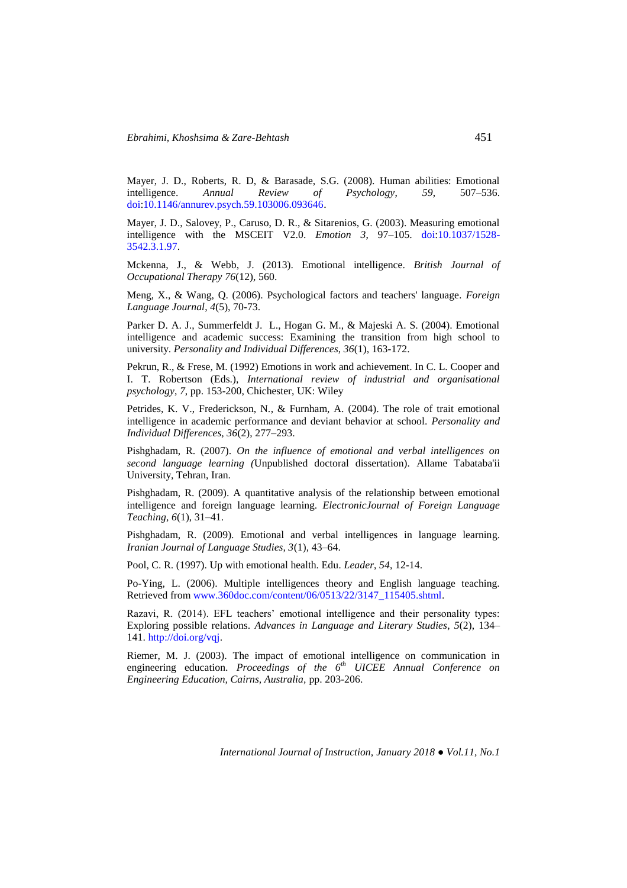Mayer, J. D., Roberts, R. D, & Barasade, S.G. (2008). Human abilities: Emotional intelligence. *Annual Review of Psychology*, *59*, 507–536. doi:10.1146/annurev.psych.59.103006.093646.

Mayer, J. D., Salovey, P., Caruso, D. R., & Sitarenios, G. (2003). Measuring emotional intelligence with the MSCEIT V2.0. *Emotion 3*, 97–105. doi:10.1037/1528-3542.3.1.97.

Mckenna, J., & Webb, J. (2013). Emotional intelligence. *British Journal of Occupational Therapy 76*(12), 560.

Meng, X., & Wang, Q. (2006). Psychological factors and teachers' language. *Foreign Language Journal*, *4*(5), 70-73.

Parker D. A. J., Summerfeldt J. L., Hogan G. M., & Majeski A. S. (2004). Emotional intelligence and academic success: Examining the transition from high school to university. *Personality and Individual Differences*, *36*(1), 163-172.

Pekrun, R., & Frese, M. (1992) Emotions in work and achievement. In C. L. Cooper and I. T. Robertson (Eds.), *International review of industrial and organisational psychology*, *7*, pp. 153-200, Chichester, UK: Wiley

Petrides, K. V., Frederickson, N., & Furnham, A. (2004). The role of trait emotional intelligence in academic performance and deviant behavior at school. *Personality and Individual Differences*, *36*(2), 277–293.

Pishghadam, R. (2007). *On the influence of emotional and verbal intelligences on second language learning (*Unpublished doctoral dissertation). Allame Tabataba'ii University, Tehran, Iran.

Pishghadam, R. (2009). A quantitative analysis of the relationship between emotional intelligence and foreign language learning. *ElectronicJournal of Foreign Language Teaching*, *6*(1), 31–41.

Pishghadam, R. (2009). Emotional and verbal intelligences in language learning. *Iranian Journal of Language Studies*, *3*(1), 43–64.

Pool, C. R. (1997). Up with emotional health. Edu. *Leader*, *54*, 12-14.

Po-Ying, L. (2006). Multiple intelligences theory and English language teaching. Retrieved from www.360doc.com/content/06/0513/22/3147_115405.shtml.

Razavi, R. (2014). EFL teachers' emotional intelligence and their personality types: Exploring possible relations. *Advances in Language and Literary Studies*, *5*(2), 134–141. http://doi.org/vqj.

Riemer, M. J. (2003). The impact of emotional intelligence on communication in engineering education. *Proceedings of the 6th UICEE Annual Conference on Engineering Education, Cairns, Australia*, pp. 203-206.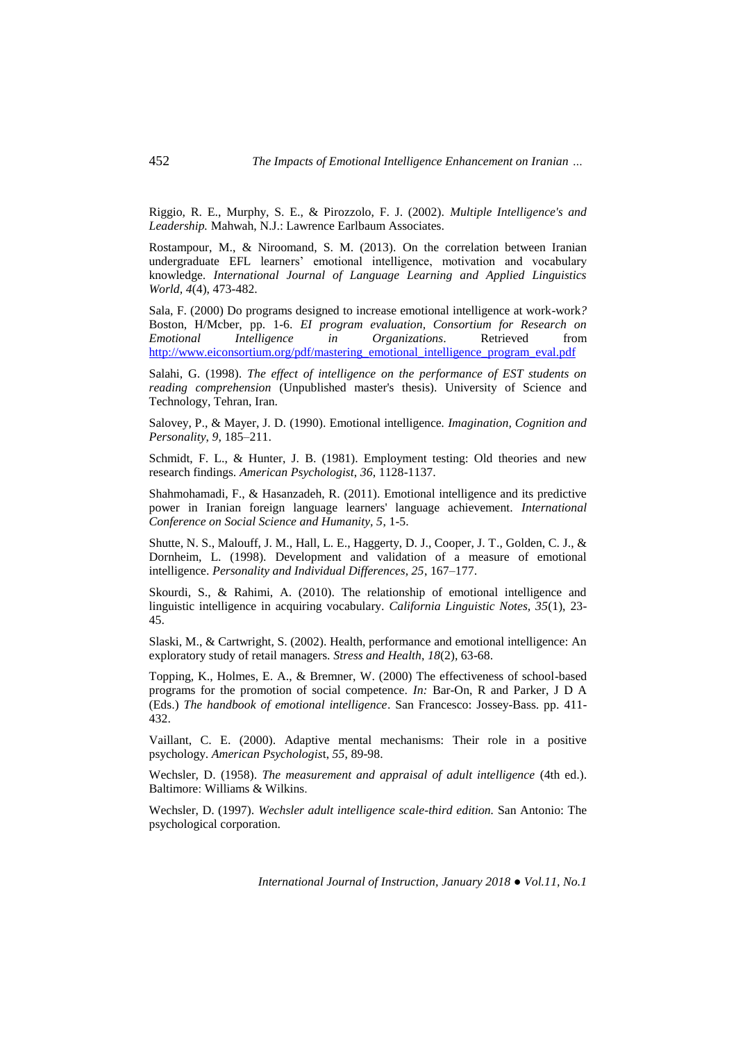Riggio, R. E., Murphy, S. E., & Pirozzolo, F. J. (2002). *Multiple Intelligence's and Leadership.* Mahwah, N.J.: Lawrence Earlbaum Associates.

Rostampour, M., & Niroomand, S. M. (2013). On the correlation between Iranian undergraduate EFL learners' emotional intelligence, motivation and vocabulary knowledge. *International Journal of Language Learning and Applied Linguistics World, 4*(4), 473-482.

Sala, F. (2000) Do programs designed to increase emotional intelligence at work-work*?* Boston, H/Mcber, pp. 1-6. *EI program evaluation, Consortium for Research on Emotional Intelligence in Organizations*. Retrieved from http://www.eiconsortium.org/pdf/mastering_emotional_intelligence_program_eval.pdf

Salahi, G. (1998). *The effect of intelligence on the performance of EST students on reading comprehension* (Unpublished master's thesis). University of Science and Technology, Tehran, Iran.

Salovey, P., & Mayer, J. D. (1990). Emotional intelligence. *Imagination, Cognition and Personality, 9*, 185–211.

Schmidt, F. L., & Hunter, J. B. (1981). Employment testing: Old theories and new research findings. *American Psychologist*, *36*, 1128-1137.

Shahmohamadi, F., & Hasanzadeh, R. (2011). Emotional intelligence and its predictive power in Iranian foreign language learners' language achievement. *International Conference on Social Science and Humanity, 5*, 1-5.

Shutte, N. S., Malouff, J. M., Hall, L. E., Haggerty, D. J., Cooper, J. T., Golden, C. J., & Dornheim, L. (1998). Development and validation of a measure of emotional intelligence. *Personality and Individual Differences, 25*, 167–177.

Skourdi, S., & Rahimi, A. (2010). The relationship of emotional intelligence and linguistic intelligence in acquiring vocabulary. *California Linguistic Notes, 35*(1), 23-45.

Slaski, M., & Cartwright, S. (2002). Health, performance and emotional intelligence: An exploratory study of retail managers. *Stress and Health*, *18*(2), 63-68.

Topping, K., Holmes, E. A., & Bremner, W. (2000) The effectiveness of school-based programs for the promotion of social competence. *In:* Bar-On, R and Parker, J D A (Eds.) *The handbook of emotional intelligence*. San Francesco: Jossey-Bass. pp. 411-432.

Vaillant, C. E. (2000). Adaptive mental mechanisms: Their role in a positive psychology. *American Psychologist*, *55*, 89-98.

Wechsler, D. (1958). *The measurement and appraisal of adult intelligence* (4th ed.). Baltimore: Williams & Wilkins.

Wechsler, D. (1997). *Wechsler adult intelligence scale-third edition.* San Antonio: The psychological corporation.